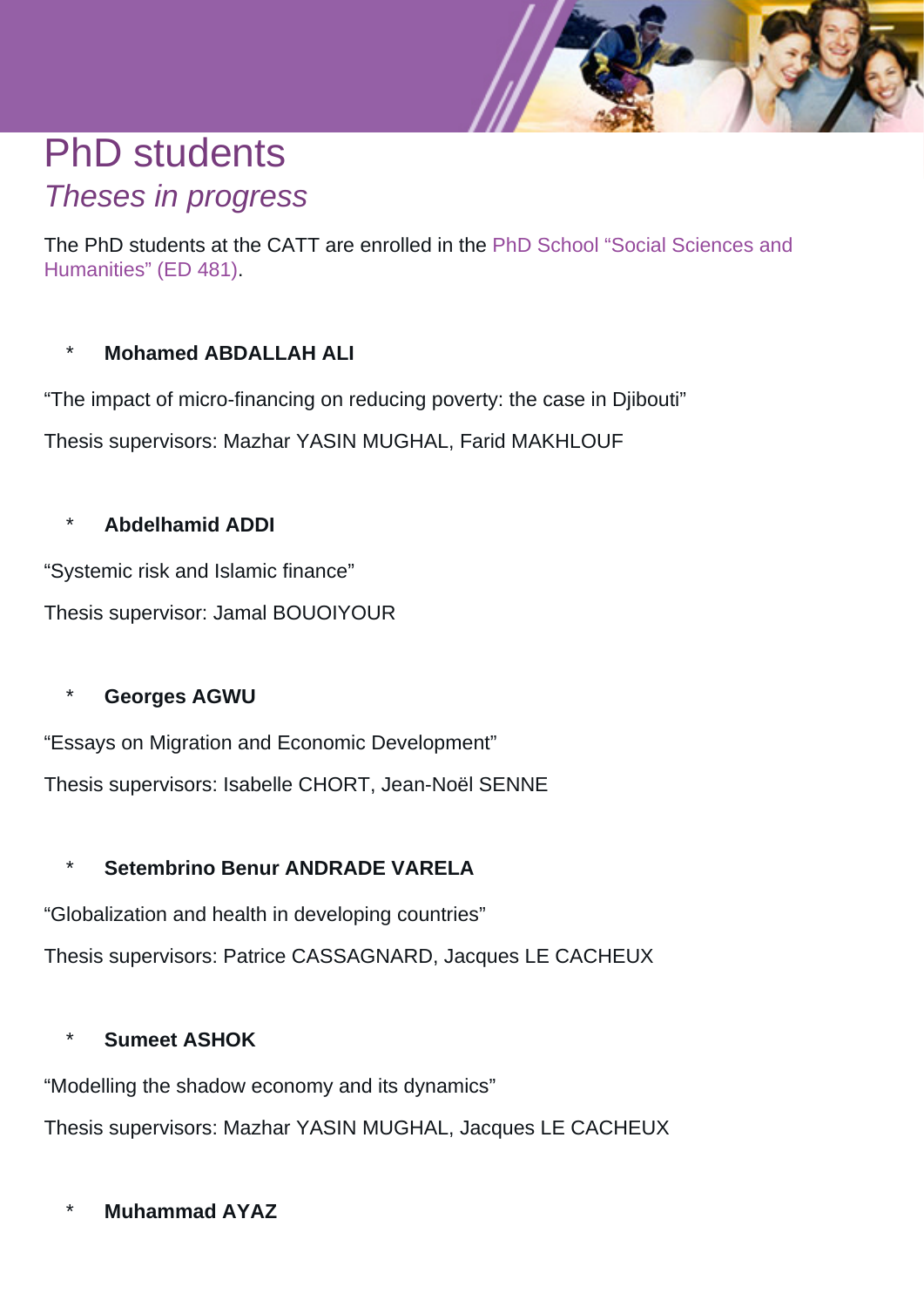# PhD students

## *Theses in progress*

The PhD students at the CATT are enrolled in the PhD School "Social Sciences and Humanities" (ED 481).

- **Mohamed ABDALLAH ALI**

"The impact of micro-financing on reducing poverty: the case in Djibouti"

Thesis supervisors: Mazhar YASIN MUGHAL, Farid MAKHLOUF

- **Abdelhamid ADDI**

"Systemic risk and Islamic finance"

Thesis supervisor: Jamal BOUOIYOUR

- **Georges AGWU**

"Essays on Migration and Economic Development"

Thesis supervisors: Isabelle CHORT, Jean-Noël SENNE

- **Setembrino Benur ANDRADE VARELA**

"Globalization and health in developing countries"

Thesis supervisors: Patrice CASSAGNARD, Jacques LE CACHEUX

- **Sumeet ASHOK**

"Modelling the shadow economy and its dynamics"

Thesis supervisors: Mazhar YASIN MUGHAL, Jacques LE CACHEUX

- **Muhammad AYAZ**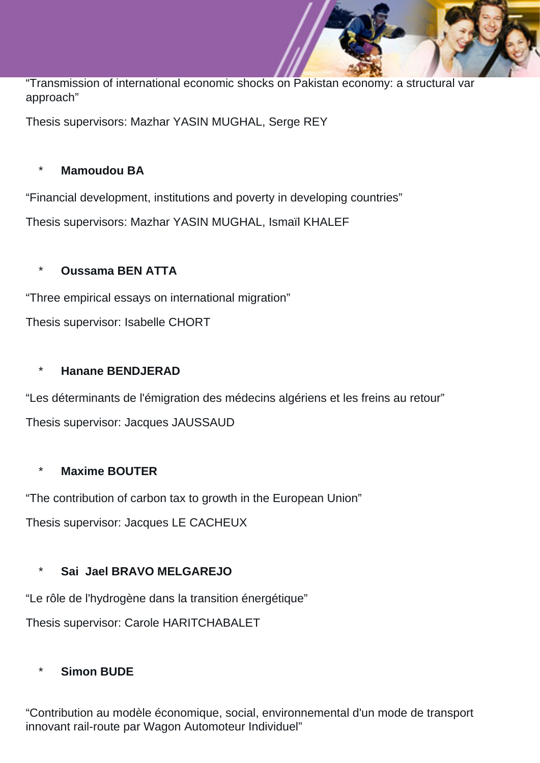"Transmission of international economic shocks on Pakistan economy: a structural var approach"

Thesis supervisors: Mazhar YASIN MUGHAL, Serge REY

* **Mamoudou BA**

"Financial development, institutions and poverty in developing countries"

Thesis supervisors: Mazhar YASIN MUGHAL, Ismaïl KHALEF

* **Oussama BEN ATTA**

"Three empirical essays on international migration"

Thesis supervisor: Isabelle CHORT

* **Hanane BENDJERAD**

"Les déterminants de l'émigration des médecins algériens et les freins au retour"

Thesis supervisor: Jacques JAUSSAUD

* **Maxime BOUTER**

"The contribution of carbon tax to growth in the European Union"

Thesis supervisor: Jacques LE CACHEUX

* **Sai Jael BRAVO MELGAREJO**

"Le rôle de l'hydrogène dans la transition énergétique"

Thesis supervisor: Carole HARITCHABALET

* **Simon BUDE**

"Contribution au modèle économique, social, environnemental d'un mode de transport innovant rail-route par Wagon Automoteur Individuel"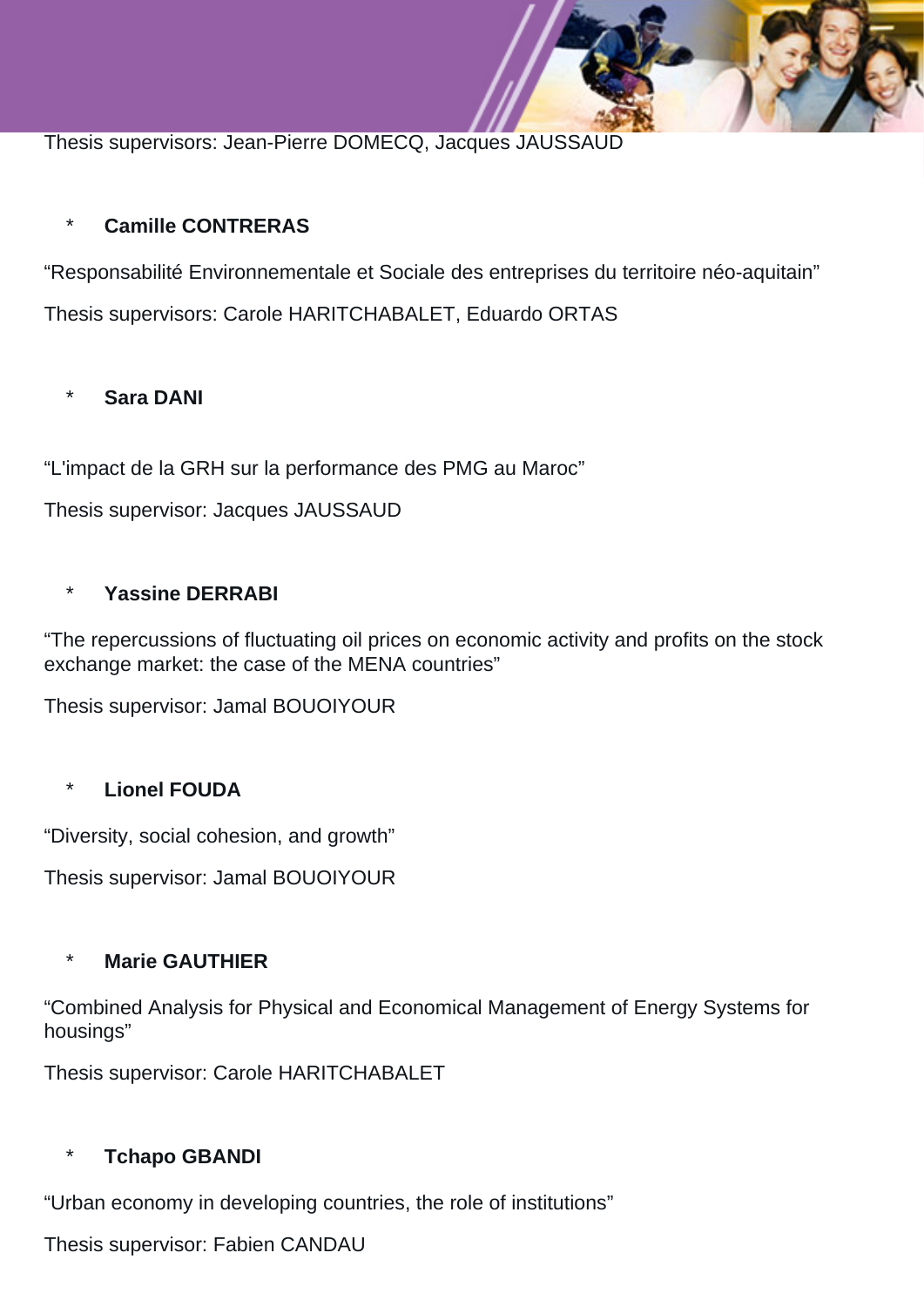Thesis supervisors: Jean-Pierre DOMECQ, Jacques JAUSSAUD

- **Camille CONTRERAS**

“Responsabilité Environnementale et Sociale des entreprises du territoire néo-aquitain”

Thesis supervisors: Carole HARITCHABALET, Eduardo ORTAS

- **Sara DANI**

“L’impact de la GRH sur la performance des PMG au Maroc”

Thesis supervisor: Jacques JAUSSAUD

- **Yassine DERRABI**

“The repercussions of fluctuating oil prices on economic activity and profits on the stock exchange market: the case of the MENA countries”

Thesis supervisor: Jamal BOUOIYOUR

- **Lionel FOUDA**

“Diversity, social cohesion, and growth”

Thesis supervisor: Jamal BOUOIYOUR

- **Marie GAUTHIER**

“Combined Analysis for Physical and Economical Management of Energy Systems for housings”

Thesis supervisor: Carole HARITCHABALET

- **Tchapo GBANDI**

“Urban economy in developing countries, the role of institutions”

Thesis supervisor: Fabien CANDAU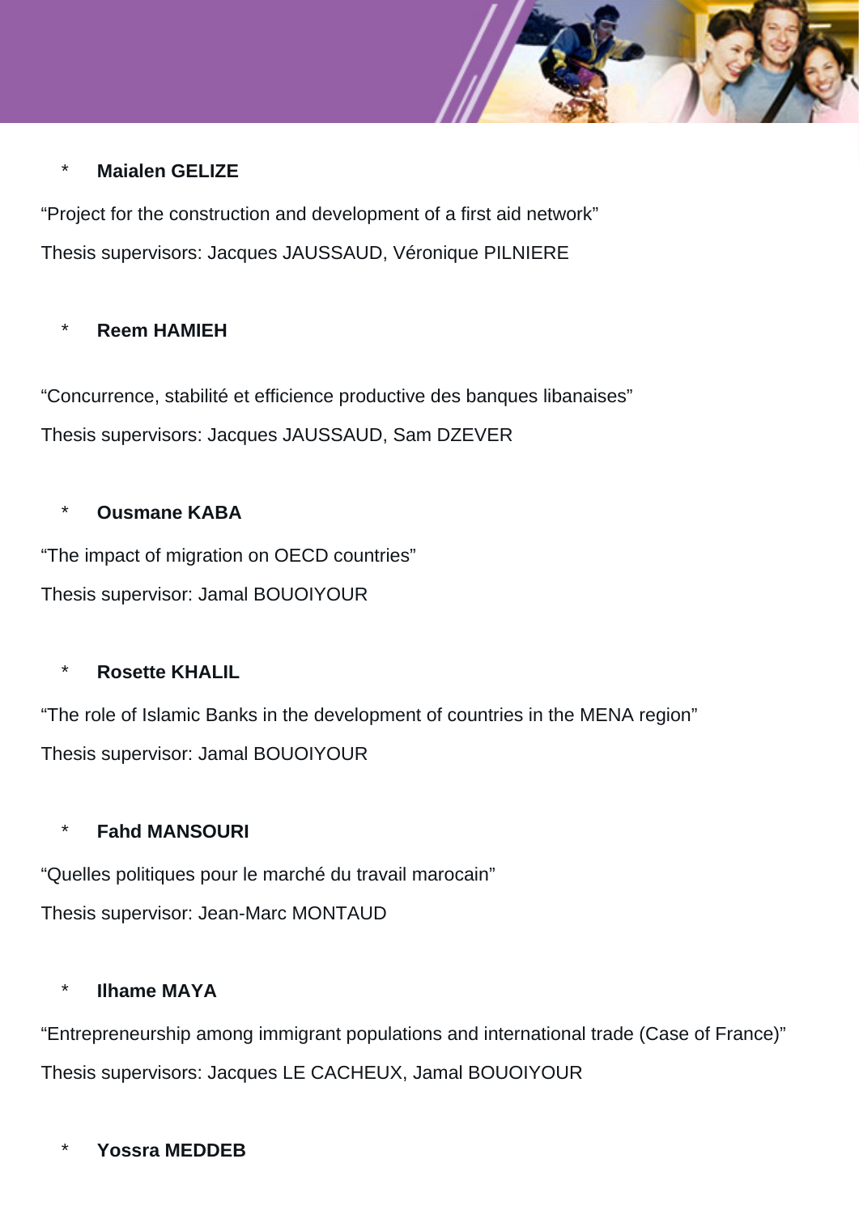* **Maialen GELIZE**

"Project for the construction and development of a first aid network"

Thesis supervisors: Jacques JAUSSAUD, Véronique PILNIERE

* **Reem HAMIEH**

"Concurrence, stabilité et efficience productive des banques libanaises"

Thesis supervisors: Jacques JAUSSAUD, Sam DZEVER

* **Ousmane KABA**

"The impact of migration on OECD countries"

Thesis supervisor: Jamal BOUOIYOUR

* **Rosette KHALIL**

"The role of Islamic Banks in the development of countries in the MENA region"

Thesis supervisor: Jamal BOUOIYOUR

* **Fahd MANSOURI**

"Quelles politiques pour le marché du travail marocain"

Thesis supervisor: Jean-Marc MONTAUD

* **Ilhame MAYA**

"Entrepreneurship among immigrant populations and international trade (Case of France)"

Thesis supervisors: Jacques LE CACHEUX, Jamal BOUOIYOUR

* **Yossra MEDDEB**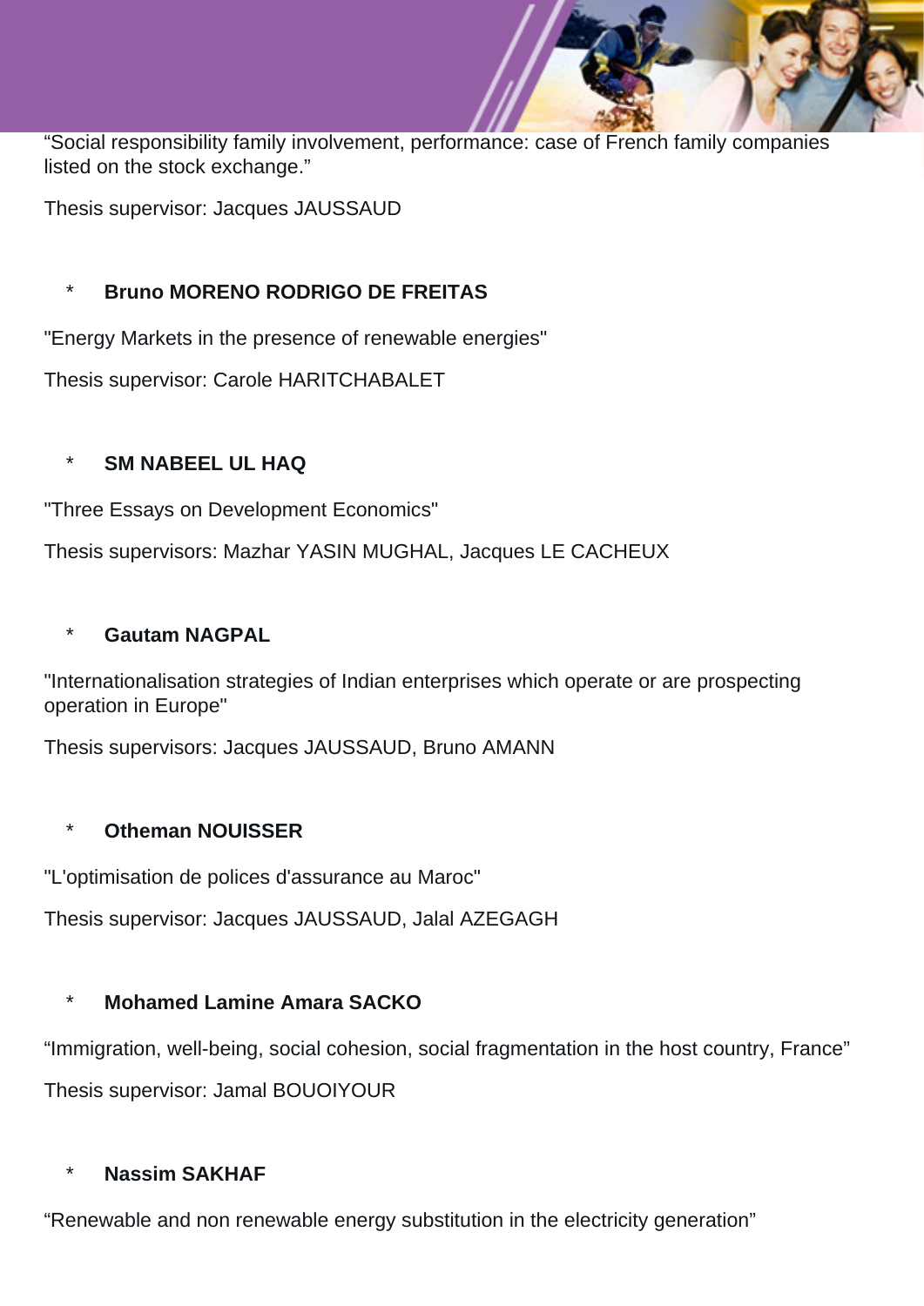“Social responsibility family involvement, performance: case of French family companies listed on the stock exchange.”

Thesis supervisor: Jacques JAUSSAUD

* **Bruno MORENO RODRIGO DE FREITAS**

"Energy Markets in the presence of renewable energies"

Thesis supervisor: Carole HARITCHABALET

* **SM NABEEL UL HAQ**

"Three Essays on Development Economics"

Thesis supervisors: Mazhar YASIN MUGHAL, Jacques LE CACHEUX

* **Gautam NAGPAL**

"Internationalisation strategies of Indian enterprises which operate or are prospecting operation in Europe"

Thesis supervisors: Jacques JAUSSAUD, Bruno AMANN

* **Otheman NOUISSER**

"L'optimisation de polices d'assurance au Maroc"

Thesis supervisor: Jacques JAUSSAUD, Jalal AZEGAGH

* **Mohamed Lamine Amara SACKO**

“Immigration, well-being, social cohesion, social fragmentation in the host country, France”

Thesis supervisor: Jamal BOUOIYOUR

* **Nassim SAKHAF**

“Renewable and non renewable energy substitution in the electricity generation”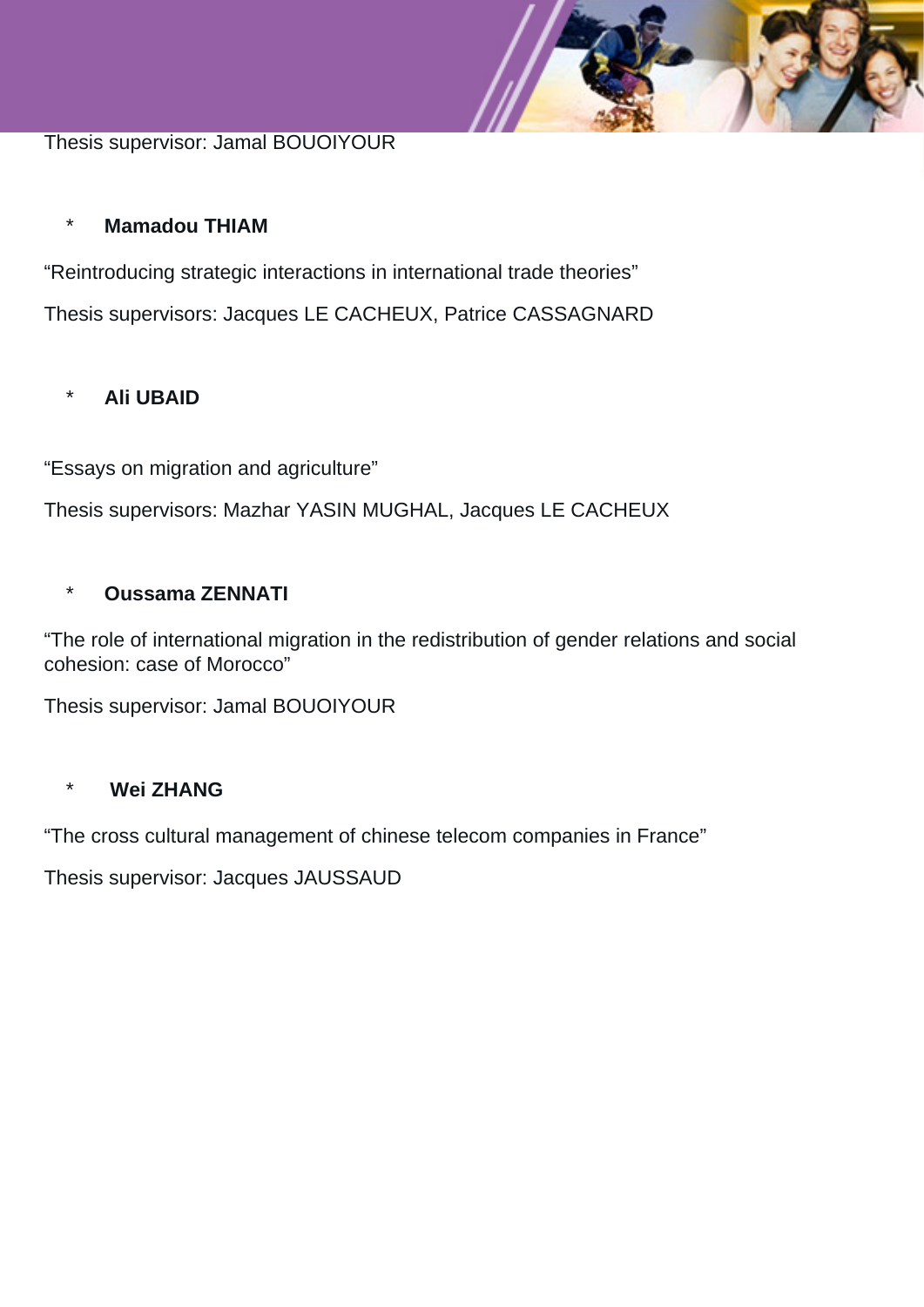Thesis supervisor: Jamal BOUOIYOUR

* **Mamadou THIAM**

"Reintroducing strategic interactions in international trade theories"

Thesis supervisors: Jacques LE CACHEUX, Patrice CASSAGNARD

* **Ali UBAID**

"Essays on migration and agriculture"

Thesis supervisors: Mazhar YASIN MUGHAL, Jacques LE CACHEUX

* **Oussama ZENNATI**

"The role of international migration in the redistribution of gender relations and social cohesion: case of Morocco"

Thesis supervisor: Jamal BOUOIYOUR

* **Wei ZHANG**

"The cross cultural management of chinese telecom companies in France"

Thesis supervisor: Jacques JAUSSAUD